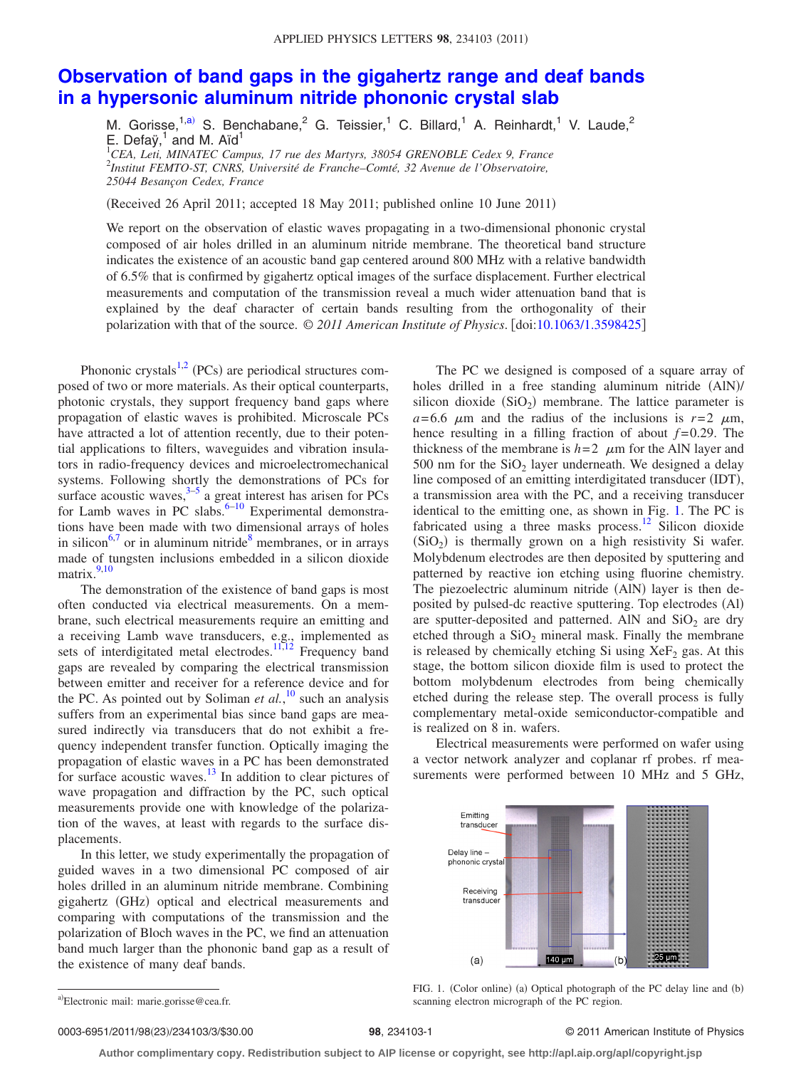# Observation of band gaps in the gigahertz range and deaf bands in a hypersonic aluminum nitride phononic crystal slab

M. Gorisse,[1,a)] S. Benchabane,[2] G. Teissier,[1] C. Billard,[1] A. Reinhardt,[1] V. Laude,[2] E. Defaÿ,[1] and M. Aïd[1]

[1]*CEA, Leti, MINATEC Campus, 17 rue des Martyrs, 38054 GRENOBLE Cedex 9, France*
[2]*Institut FEMTO-ST, CNRS, Université de Franche–Comté, 32 Avenue de l'Observatoire, 25044 Besançon Cedex, France*

(Received 26 April 2011; accepted 18 May 2011; published online 10 June 2011)

We report on the observation of elastic waves propagating in a two-dimensional phononic crystal composed of air holes drilled in an aluminum nitride membrane. The theoretical band structure indicates the existence of an acoustic band gap centered around 800 MHz with a relative bandwidth of 6.5% that is confirmed by gigahertz optical images of the surface displacement. Further electrical measurements and computation of the transmission reveal a much wider attenuation band that is explained by the deaf character of certain bands resulting from the orthogonality of their polarization with that of the source. *© 2011 American Institute of Physics.* [doi:10.1063/1.3598425]

Phononic crystals[1,2] (PCs) are periodical structures composed of two or more materials. As their optical counterparts, photonic crystals, they support frequency band gaps where propagation of elastic waves is prohibited. Microscale PCs have attracted a lot of attention recently, due to their potential applications to filters, waveguides and vibration insulators in radio-frequency devices and microelectromechanical systems. Following shortly the demonstrations of PCs for surface acoustic waves,[3–5] a great interest has arisen for PCs for Lamb waves in PC slabs.[6–10] Experimental demonstrations have been made with two dimensional arrays of holes in silicon[6,7] or in aluminum nitride[8] membranes, or in arrays made of tungsten inclusions embedded in a silicon dioxide matrix.[9,10]

The demonstration of the existence of band gaps is most often conducted via electrical measurements. On a membrane, such electrical measurements require an emitting and a receiving Lamb wave transducers, e.g., implemented as sets of interdigitated metal electrodes.[11,12] Frequency band gaps are revealed by comparing the electrical transmission between emitter and receiver for a reference device and for the PC. As pointed out by Soliman *et al.*,[10] such an analysis suffers from an experimental bias since band gaps are measured indirectly via transducers that do not exhibit a frequency independent transfer function. Optically imaging the propagation of elastic waves in a PC has been demonstrated for surface acoustic waves.[13] In addition to clear pictures of wave propagation and diffraction by the PC, such optical measurements provide one with knowledge of the polarization of the waves, at least with regards to the surface displacements.

In this letter, we study experimentally the propagation of guided waves in a two dimensional PC composed of air holes drilled in an aluminum nitride membrane. Combining gigahertz (GHz) optical and electrical measurements and comparing with computations of the transmission and the polarization of Bloch waves in the PC, we find an attenuation band much larger than the phononic band gap as a result of the existence of many deaf bands.

The PC we designed is composed of a square array of holes drilled in a free standing aluminum nitride (AlN)/silicon dioxide ($SiO_2$) membrane. The lattice parameter is $a=6.6$ μm and the radius of the inclusions is $r=2$ μm, hence resulting in a filling fraction of about $f=0.29$. The thickness of the membrane is $h=2$ μm for the AlN layer and 500 nm for the $SiO_2$ layer underneath. We designed a delay line composed of an emitting interdigitated transducer (IDT), a transmission area with the PC, and a receiving transducer identical to the emitting one, as shown in Fig. 1. The PC is fabricated using a three masks process.[12] Silicon dioxide ($SiO_2$) is thermally grown on a high resistivity Si wafer. Molybdenum electrodes are then deposited by sputtering and patterned by reactive ion etching using fluorine chemistry. The piezoelectric aluminum nitride (AlN) layer is then deposited by pulsed-dc reactive sputtering. Top electrodes (Al) are sputter-deposited and patterned. AlN and $SiO_2$ are dry etched through a $SiO_2$ mineral mask. Finally the membrane is released by chemically etching Si using $XeF_2$ gas. At this stage, the bottom silicon dioxide film is used to protect the bottom molybdenum electrodes from being chemically etched during the release step. The overall process is fully complementary metal-oxide semiconductor-compatible and is realized on 8 in. wafers.

Electrical measurements were performed on wafer using a vector network analyzer and coplanar rf probes. rf measurements were performed between 10 MHz and 5 GHz,

FIG. 1. (Color online) (a) Optical photograph of the PC delay line and (b) scanning electron micrograph of the PC region.

a)Electronic mail: marie.gorisse@cea.fr.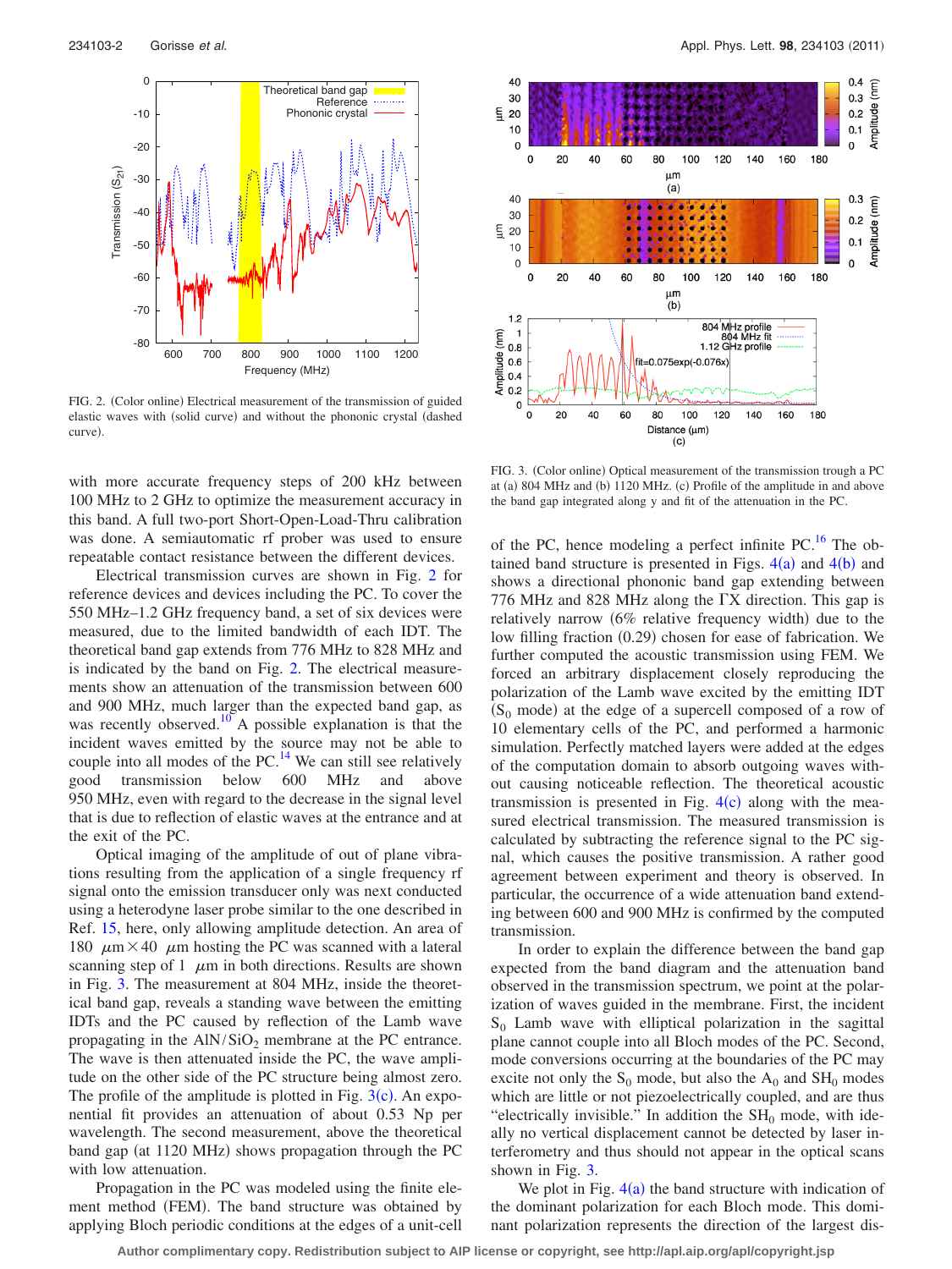FIG. 2. (Color online) Electrical measurement of the transmission of guided elastic waves with (solid curve) and without the phononic crystal (dashed curve).

with more accurate frequency steps of 200 kHz between 100 MHz to 2 GHz to optimize the measurement accuracy in this band. A full two-port Short-Open-Load-Thru calibration was done. A semiautomatic rf prober was used to ensure repeatable contact resistance between the different devices.

Electrical transmission curves are shown in Fig. 2 for reference devices and devices including the PC. To cover the 550 MHz–1.2 GHz frequency band, a set of six devices were measured, due to the limited bandwidth of each IDT. The theoretical band gap extends from 776 MHz to 828 MHz and is indicated by the band on Fig. 2. The electrical measurements show an attenuation of the transmission between 600 and 900 MHz, much larger than the expected band gap, as was recently observed.[10] A possible explanation is that the incident waves emitted by the source may not be able to couple into all modes of the PC.[14] We can still see relatively good transmission below 600 MHz and above 950 MHz, even with regard to the decrease in the signal level that is due to reflection of elastic waves at the entrance and at the exit of the PC.

Optical imaging of the amplitude of out of plane vibrations resulting from the application of a single frequency rf signal onto the emission transducer only was next conducted using a heterodyne laser probe similar to the one described in Ref. 15, here, only allowing amplitude detection. An area of 180 $\mu$m $\times$ 40 $\mu$m hosting the PC was scanned with a lateral scanning step of 1 $\mu$m in both directions. Results are shown in Fig. 3. The measurement at 804 MHz, inside the theoretical band gap, reveals a standing wave between the emitting IDTs and the PC caused by reflection of the Lamb wave propagating in the AlN/$SiO_2$ membrane at the PC entrance. The wave is then attenuated inside the PC, the wave amplitude on the other side of the PC structure being almost zero. The profile of the amplitude is plotted in Fig. 3(c). An exponential fit provides an attenuation of about 0.53 Np per wavelength. The second measurement, above the theoretical band gap (at 1120 MHz) shows propagation through the PC with low attenuation.

Propagation in the PC was modeled using the finite element method (FEM). The band structure was obtained by applying Bloch periodic conditions at the edges of a unit-cell

FIG. 3. (Color online) Optical measurement of the transmission trough a PC at (a) 804 MHz and (b) 1120 MHz. (c) Profile of the amplitude in and above the band gap integrated along y and fit of the attenuation in the PC.

of the PC, hence modeling a perfect infinite PC.[16] The obtained band structure is presented in Figs. 4(a) and 4(b) and shows a directional phononic band gap extending between 776 MHz and 828 MHz along the ΓX direction. This gap is relatively narrow (6% relative frequency width) due to the low filling fraction (0.29) chosen for ease of fabrication. We further computed the acoustic transmission using FEM. We forced an arbitrary displacement closely reproducing the polarization of the Lamb wave excited by the emitting IDT ($S_0$ mode) at the edge of a supercell composed of a row of 10 elementary cells of the PC, and performed a harmonic simulation. Perfectly matched layers were added at the edges of the computation domain to absorb outgoing waves without causing noticeable reflection. The theoretical acoustic transmission is presented in Fig. 4(c) along with the measured electrical transmission. The measured transmission is calculated by subtracting the reference signal to the PC signal, which causes the positive transmission. A rather good agreement between experiment and theory is observed. In particular, the occurrence of a wide attenuation band extending between 600 and 900 MHz is confirmed by the computed transmission.

In order to explain the difference between the band gap expected from the band diagram and the attenuation band observed in the transmission spectrum, we point at the polarization of waves guided in the membrane. First, the incident $S_0$ Lamb wave with elliptical polarization in the sagittal plane cannot couple into all Bloch modes of the PC. Second, mode conversions occurring at the boundaries of the PC may excite not only the $S_0$ mode, but also the $A_0$ and $SH_0$ modes which are little or not piezoelectrically coupled, and are thus "electrically invisible." In addition the $SH_0$ mode, with ideally no vertical displacement cannot be detected by laser interferometry and thus should not appear in the optical scans shown in Fig. 3.

We plot in Fig. 4(a) the band structure with indication of the dominant polarization for each Bloch mode. This dominant polarization represents the direction of the largest dis-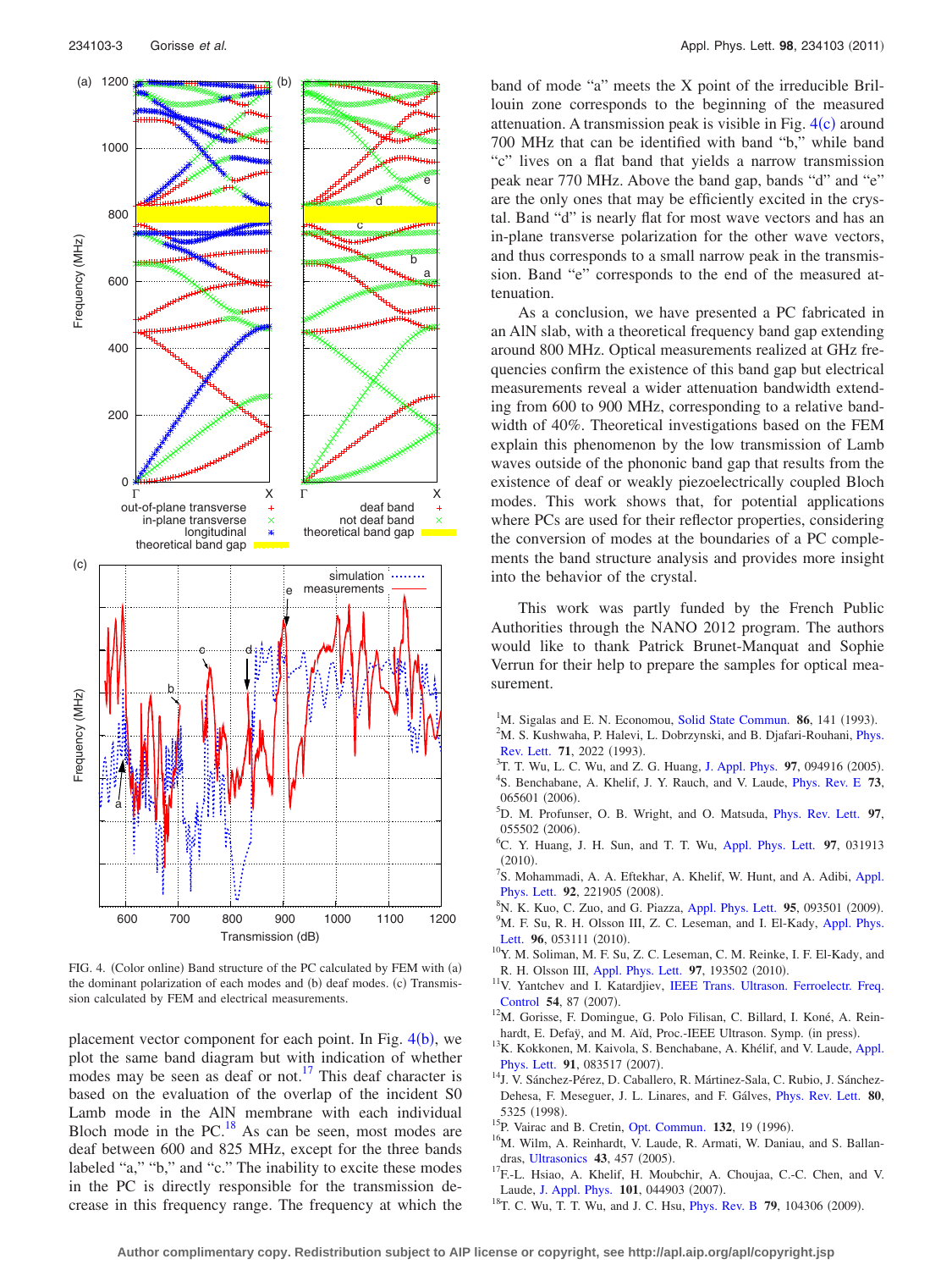(a) 1200

1000

800

600

400

200

0

Frequency (MHz)

Γ X

out-of-plane transverse +
in-plane transverse ×
longitudinal ✱
theoretical band gap

(b)

Γ X

deaf band +
not deaf band ×
theoretical band gap

e
d
c
b
a

(c)

simulation
measurements

Frequency (MHz)

600 700 800 900 1000 1100 1200

Transmission (dB)

FIG. 4. (Color online) Band structure of the PC calculated by FEM with (a) the dominant polarization of each modes and (b) deaf modes. (c) Transmission calculated by FEM and electrical measurements.

placement vector component for each point. In Fig. 4(b), we plot the same band diagram but with indication of whether modes may be seen as deaf or not.[17] This deaf character is based on the evaluation of the overlap of the incident S0 Lamb mode in the AlN membrane with each individual Bloch mode in the PC.[18] As can be seen, most modes are deaf between 600 and 825 MHz, except for the three bands labeled "a," "b," and "c." The inability to excite these modes in the PC is directly responsible for the transmission decrease in this frequency range. The frequency at which the band of mode "a" meets the X point of the irreducible Brillouin zone corresponds to the beginning of the measured attenuation. A transmission peak is visible in Fig. 4(c) around 700 MHz that can be identified with band "b," while band "c" lives on a flat band that yields a narrow transmission peak near 770 MHz. Above the band gap, bands "d" and "e" are the only ones that may be efficiently excited in the crystal. Band "d" is nearly flat for most wave vectors and has an in-plane transverse polarization for the other wave vectors, and thus corresponds to a small narrow peak in the transmission. Band "e" corresponds to the end of the measured attenuation.

As a conclusion, we have presented a PC fabricated in an AlN slab, with a theoretical frequency band gap extending around 800 MHz. Optical measurements realized at GHz frequencies confirm the existence of this band gap but electrical measurements reveal a wider attenuation bandwidth extending from 600 to 900 MHz, corresponding to a relative bandwidth of 40%. Theoretical investigations based on the FEM explain this phenomenon by the low transmission of Lamb waves outside of the phononic band gap that results from the existence of deaf or weakly piezoelectrically coupled Bloch modes. This work shows that, for potential applications where PCs are used for their reflector properties, considering the conversion of modes at the boundaries of a PC complements the band structure analysis and provides more insight into the behavior of the crystal.

This work was partly funded by the French Public Authorities through the NANO 2012 program. The authors would like to thank Patrick Brunet-Manquat and Sophie Verrun for their help to prepare the samples for optical measurement.

[1] M. Sigalas and E. N. Economou, Solid State Commun. **86**, 141 (1993).
[2] M. S. Kushwaha, P. Halevi, L. Dobrzynski, and B. Djafari-Rouhani, Phys. Rev. Lett. **71**, 2022 (1993).
[3] T. T. Wu, L. C. Wu, and Z. G. Huang, J. Appl. Phys. **97**, 094916 (2005).
[4] S. Benchabane, A. Khelif, J. Y. Rauch, and V. Laude, Phys. Rev. E **73**, 065601 (2006).
[5] D. M. Profunser, O. B. Wright, and O. Matsuda, Phys. Rev. Lett. **97**, 055502 (2006).
[6] C. Y. Huang, J. H. Sun, and T. T. Wu, Appl. Phys. Lett. **97**, 031913 (2010).
[7] S. Mohammadi, A. A. Eftekhar, A. Khelif, W. Hunt, and A. Adibi, Appl. Phys. Lett. **92**, 221905 (2008).
[8] N. K. Kuo, C. Zuo, and G. Piazza, Appl. Phys. Lett. **95**, 093501 (2009).
[9] M. F. Su, R. H. Olsson III, Z. C. Leseman, and I. El-Kady, Appl. Phys. Lett. **96**, 053111 (2010).
[10] Y. M. Soliman, M. F. Su, Z. C. Leseman, C. M. Reinke, I. F. El-Kady, and R. H. Olsson III, Appl. Phys. Lett. **97**, 193502 (2010).
[11] V. Yantchev and I. Katardjiev, IEEE Trans. Ultrason. Ferroelectr. Freq. Control **54**, 87 (2007).
[12] M. Gorisse, F. Domingue, G. Polo Filisan, C. Billard, I. Koné, A. Reinhardt, E. Defaÿ, and M. Aïd, Proc.-IEEE Ultrason. Symp. (in press).
[13] K. Kokkonen, M. Kaivola, S. Benchabane, A. Khélif, and V. Laude, Appl. Phys. Lett. **91**, 083517 (2007).
[14] J. V. Sánchez-Pérez, D. Caballero, R. Mártinez-Sala, C. Rubio, J. Sánchez-Dehesa, F. Meseguer, J. L. Linares, and F. Gálves, Phys. Rev. Lett. **80**, 5325 (1998).
[15] P. Vairac and B. Cretin, Opt. Commun. **132**, 19 (1996).
[16] M. Wilm, A. Reinhardt, V. Laude, R. Armati, W. Daniau, and S. Ballandras, Ultrasonics **43**, 457 (2005).
[17] F.-L. Hsiao, A. Khelif, H. Moubchir, A. Choujaa, C.-C. Chen, and V. Laude, J. Appl. Phys. **101**, 044903 (2007).
[18] T. C. Wu, T. T. Wu, and J. C. Hsu, Phys. Rev. B **79**, 104306 (2009).